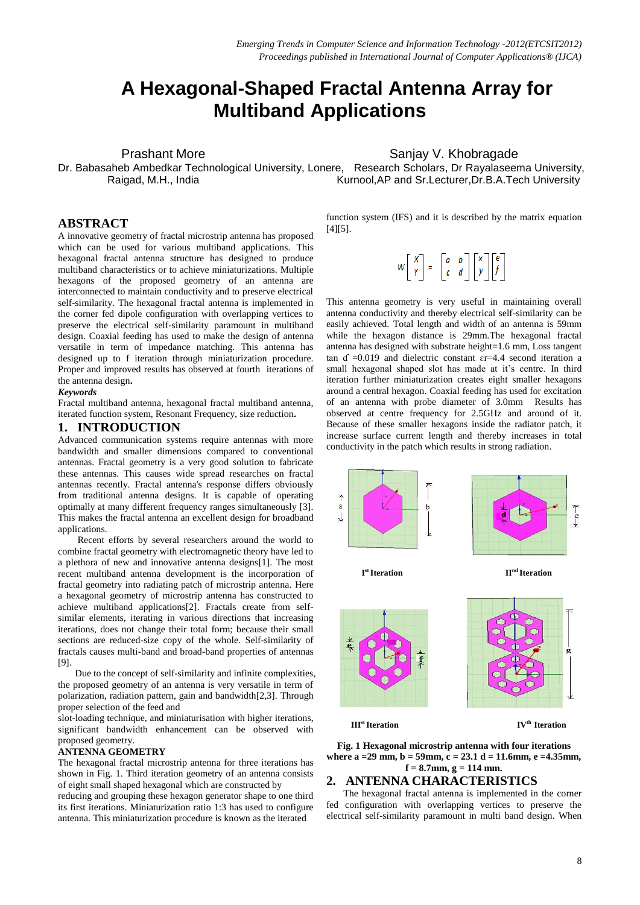# A Hexagonal-Shaped Fractal Antenna Array for Multiband Applications

Prashant More
Dr. Babasaheb Ambedkar Technological University, Lonere, Raigad, M.H., India

Sanjay V. Khobragade
Research Scholars, Dr Rayalaseema University, Kurnool,AP and Sr.Lecturer,Dr.B.A.Tech University

## ABSTRACT

A innovative geometry of fractal microstrip antenna has proposed which can be used for various multiband applications. This hexagonal fractal antenna structure has designed to produce multiband characteristics or to achieve miniaturizations. Multiple hexagons of the proposed geometry of an antenna are interconnected to maintain conductivity and to preserve electrical self-similarity. The hexagonal fractal antenna is implemented in the corner fed dipole configuration with overlapping vertices to preserve the electrical self-similarity paramount in multiband design. Coaxial feeding has used to make the design of antenna versatile in term of impedance matching. This antenna has designed up to f iteration through miniaturization procedure. Proper and improved results has observed at fourth iterations of the antenna design.

***Keywords***

Fractal multiband antenna, hexagonal fractal multiband antenna, iterated function system, Resonant Frequency, size reduction.

## 1. INTRODUCTION

Advanced communication systems require antennas with more bandwidth and smaller dimensions compared to conventional antennas. Fractal geometry is a very good solution to fabricate these antennas. This causes wide spread researches on fractal antennas recently. Fractal antenna's response differs obviously from traditional antenna designs. It is capable of operating optimally at many different frequency ranges simultaneously [3]. This makes the fractal antenna an excellent design for broadband applications.

Recent efforts by several researchers around the world to combine fractal geometry with electromagnetic theory have led to a plethora of new and innovative antenna designs[1]. The most recent multiband antenna development is the incorporation of fractal geometry into radiating patch of microstrip antenna. Here a hexagonal geometry of microstrip antenna has constructed to achieve multiband applications[2]. Fractals create from self-similar elements, iterating in various directions that increasing iterations, does not change their total form; because their small sections are reduced-size copy of the whole. Self-similarity of fractals causes multi-band and broad-band properties of antennas [9].

Due to the concept of self-similarity and infinite complexities, the proposed geometry of an antenna is very versatile in term of polarization, radiation pattern, gain and bandwidth[2,3]. Through proper selection of the feed and

slot-loading technique, and miniaturisation with higher iterations, significant bandwidth enhancement can be observed with proposed geometry.

**ANTENNA GEOMETRY**

The hexagonal fractal microstrip antenna for three iterations has shown in Fig. 1. Third iteration geometry of an antenna consists of eight small shaped hexagonal which are constructed by reducing and grouping these hexagon generator shape to one third its first iterations. Miniaturization ratio 1:3 has used to configure antenna. This miniaturization procedure is known as the iterated function system (IFS) and it is described by the matrix equation [4][5].

$$W\begin{bmatrix} X \\ Y \end{bmatrix} = \begin{bmatrix} a & b \\ c & d \end{bmatrix}\begin{bmatrix} x \\ y \end{bmatrix}\begin{bmatrix} e \\ f \end{bmatrix}$$

This antenna geometry is very useful in maintaining overall antenna conductivity and thereby electrical self-similarity can be easily achieved. Total length and width of an antenna is 59mm while the hexagon distance is 29mm.The hexagonal fractal antenna has designed with substrate height=1.6 mm, Loss tangent tan $\delta$ =0.019 and dielectric constant $\varepsilon r$=4.4 second iteration a small hexagonal shaped slot has made at it's centre. In third iteration further miniaturization creates eight smaller hexagons around a central hexagon. Coaxial feeding has used for excitation of an antenna with probe diameter of 3.0mm Results has observed at centre frequency for 2.5GHz and around of it. Because of these smaller hexagons inside the radiator patch, it increase surface current length and thereby increases in total conductivity in the patch which results in strong radiation.

I[st] Iteration

II[nd] Iteration

III[st] Iteration

IV[th] Iteration

**Fig. 1 Hexagonal microstrip antenna with four iterations where a =29 mm, b = 59mm, c = 23.1 d = 11.6mm, e =4.35mm, f = 8.7mm, g = 114 mm.**

## 2. ANTENNA CHARACTERISTICS

The hexagonal fractal antenna is implemented in the corner fed configuration with overlapping vertices to preserve the electrical self-similarity paramount in multi band design. When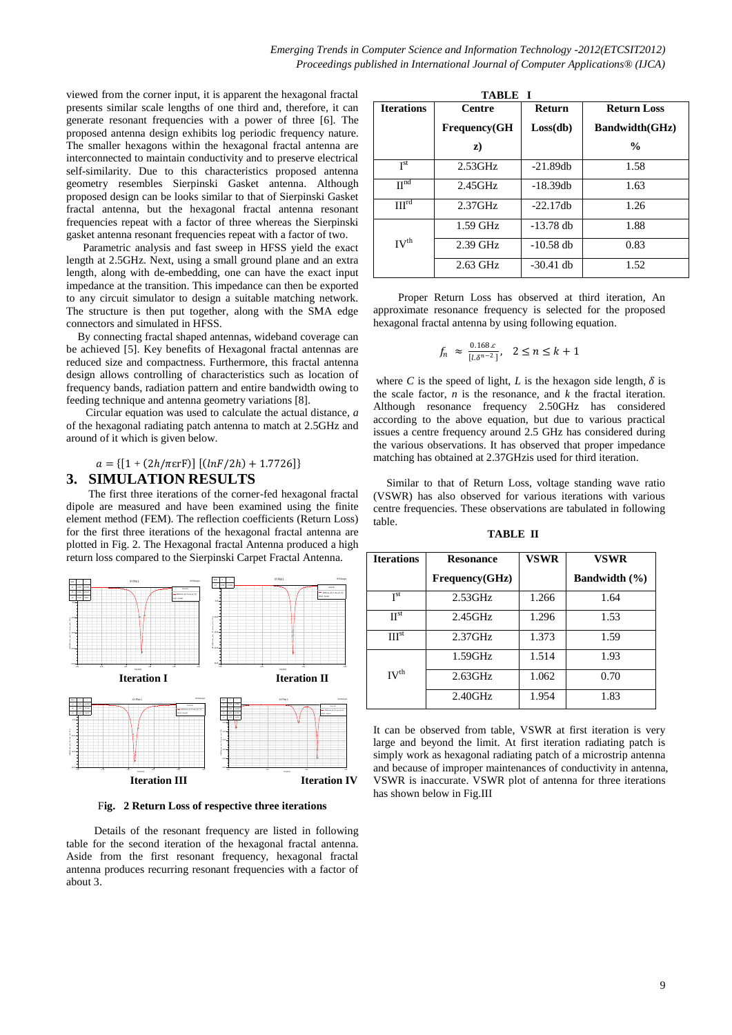viewed from the corner input, it is apparent the hexagonal fractal presents similar scale lengths of one third and, therefore, it can generate resonant frequencies with a power of three [6]. The proposed antenna design exhibits log periodic frequency nature. The smaller hexagons within the hexagonal fractal antenna are interconnected to maintain conductivity and to preserve electrical self-similarity. Due to this characteristics proposed antenna geometry resembles Sierpinski Gasket antenna. Although proposed design can be looks similar to that of Sierpinski Gasket fractal antenna, but the hexagonal fractal antenna resonant frequencies repeat with a factor of three whereas the Sierpinski gasket antenna resonant frequencies repeat with a factor of two.

Parametric analysis and fast sweep in HFSS yield the exact length at 2.5GHz. Next, using a small ground plane and an extra length, along with de-embedding, one can have the exact input impedance at the transition. This impedance can then be exported to any circuit simulator to design a suitable matching network. The structure is then put together, along with the SMA edge connectors and simulated in HFSS.

By connecting fractal shaped antennas, wideband coverage can be achieved [5]. Key benefits of Hexagonal fractal antennas are reduced size and compactness. Furthermore, this fractal antenna design allows controlling of characteristics such as location of frequency bands, radiation pattern and entire bandwidth owing to feeding technique and antenna geometry variations [8].

Circular equation was used to calculate the actual distance, *a* of the hexagonal radiating patch antenna to match at 2.5GHz and around of it which is given below.

$$a = \{[1 + (2h/\pi\varepsilon rF)] [(lnF/2h) + 1.7726]\}$$

## 3. SIMULATION RESULTS

The first three iterations of the corner-fed hexagonal fractal dipole are measured and have been examined using the finite element method (FEM). The reflection coefficients (Return Loss) for the first three iterations of the hexagonal fractal antenna are plotted in Fig. 2. The Hexagonal fractal Antenna produced a high return loss compared to the Sierpinski Carpet Fractal Antenna.

**Iteration I** **Iteration II**

**Iteration III** **Iteration IV**

F**ig. 2 Return Loss of respective three iterations**

Details of the resonant frequency are listed in following table for the second iteration of the hexagonal fractal antenna. Aside from the first resonant frequency, hexagonal fractal antenna produces recurring resonant frequencies with a factor of about 3.

**TABLE I**

| Iterations | Centre Frequency(GHz) | Return Loss(db) | Return Loss Bandwidth(GHz) % |
|---|---|---|---|
| I$^{st}$ | 2.53GHz | -21.89db | 1.58 |
| II$^{nd}$ | 2.45GHz | -18.39db | 1.63 |
| III$^{rd}$ | 2.37GHz | -22.17db | 1.26 |
| IV$^{th}$ | 1.59 GHz | -13.78 db | 1.88 |
| | 2.39 GHz | -10.58 db | 0.83 |
| | 2.63 GHz | -30.41 db | 1.52 |

Proper Return Loss has observed at third iteration, An approximate resonance frequency is selected for the proposed hexagonal fractal antenna by using following equation.

$$f_n \approx \frac{0.168\,.c}{[l.\delta^{n-2}]}, \quad 2 \le n \le k+1$$

where *C* is the speed of light, *L* is the hexagon side length, $\delta$ is the scale factor, *n* is the resonance, and *k* the fractal iteration. Although resonance frequency 2.50GHz has considered according to the above equation, but due to various practical issues a centre frequency around 2.5 GHz has considered during the various observations. It has observed that proper impedance matching has obtained at 2.37GHzis used for third iteration.

Similar to that of Return Loss, voltage standing wave ratio (VSWR) has also observed for various iterations with various centre frequencies. These observations are tabulated in following table.

**TABLE II**

| Iterations | Resonance Frequency(GHz) | VSWR | VSWR Bandwidth (%) |
|---|---|---|---|
| I$^{st}$ | 2.53GHz | 1.266 | 1.64 |
| II$^{st}$ | 2.45GHz | 1.296 | 1.53 |
| III$^{st}$ | 2.37GHz | 1.373 | 1.59 |
| IV$^{th}$ | 1.59GHz | 1.514 | 1.93 |
| | 2.63GHz | 1.062 | 0.70 |
| | 2.40GHz | 1.954 | 1.83 |

It can be observed from table, VSWR at first iteration is very large and beyond the limit. At first iteration radiating patch is simply work as hexagonal radiating patch of a microstrip antenna and because of improper maintenances of conductivity in antenna, VSWR is inaccurate. VSWR plot of antenna for three iterations has shown below in Fig.III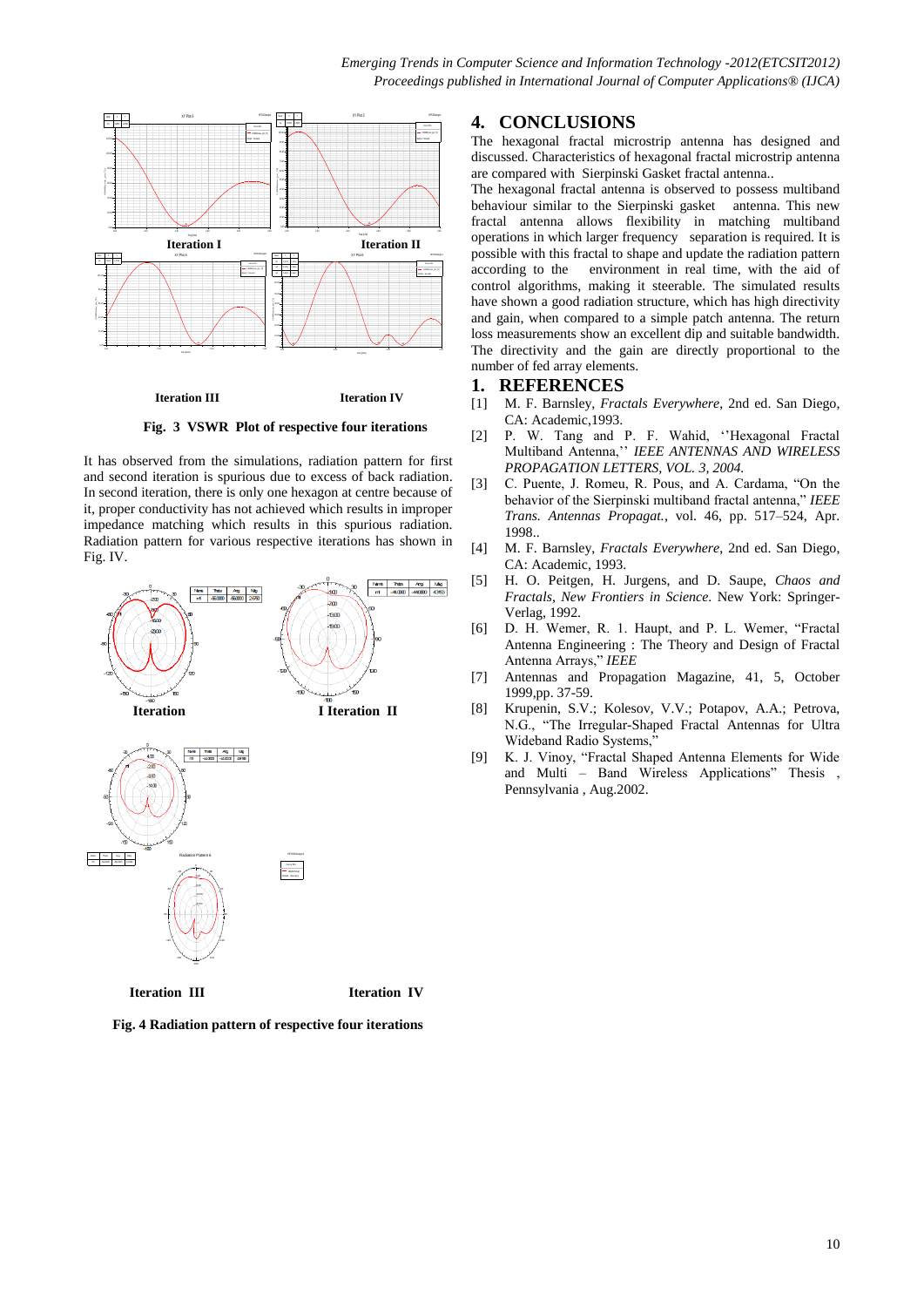Iteration I

Iteration II

Iteration III

Iteration IV

**Fig. 3 VSWR Plot of respective four iterations**

It has observed from the simulations, radiation pattern for first and second iteration is spurious due to excess of back radiation. In second iteration, there is only one hexagon at centre because of it, proper conductivity has not achieved which results in improper impedance matching which results in this spurious radiation. Radiation pattern for various respective iterations has shown in Fig. IV.

Iteration

I Iteration II

Iteration III

Iteration IV

**Fig. 4 Radiation pattern of respective four iterations**

## 4. CONCLUSIONS

The hexagonal fractal microstrip antenna has designed and discussed. Characteristics of hexagonal fractal microstrip antenna are compared with Sierpinski Gasket fractal antenna..

The hexagonal fractal antenna is observed to possess multiband behaviour similar to the Sierpinski gasket antenna. This new fractal antenna allows flexibility in matching multiband operations in which larger frequency separation is required. It is possible with this fractal to shape and update the radiation pattern according to the environment in real time, with the aid of control algorithms, making it steerable. The simulated results have shown a good radiation structure, which has high directivity and gain, when compared to a simple patch antenna. The return loss measurements show an excellent dip and suitable bandwidth. The directivity and the gain are directly proportional to the number of fed array elements.

## 1. REFERENCES

[1] M. F. Barnsley, *Fractals Everywhere*, 2nd ed. San Diego, CA: Academic,1993.

[2] P. W. Tang and P. F. Wahid, ''Hexagonal Fractal Multiband Antenna,'' *IEEE ANTENNAS AND WIRELESS PROPAGATION LETTERS, VOL. 3, 2004.*

[3] C. Puente, J. Romeu, R. Pous, and A. Cardama, "On the behavior of the Sierpinski multiband fractal antenna," *IEEE Trans. Antennas Propagat.*, vol. 46, pp. 517–524, Apr. 1998..

[4] M. F. Barnsley, *Fractals Everywhere*, 2nd ed. San Diego, CA: Academic, 1993.

[5] H. O. Peitgen, H. Jurgens, and D. Saupe, *Chaos and Fractals, New Frontiers in Science*. New York: Springer-Verlag, 1992.

[6] D. H. Wemer, R. 1. Haupt, and P. L. Wemer, "Fractal Antenna Engineering : The Theory and Design of Fractal Antenna Arrays," *IEEE*

[7] Antennas and Propagation Magazine, 41, 5, October 1999,pp. 37-59.

[8] Krupenin, S.V.; Kolesov, V.V.; Potapov, A.A.; Petrova, N.G., "The Irregular-Shaped Fractal Antennas for Ultra Wideband Radio Systems,"

[9] K. J. Vinoy, "Fractal Shaped Antenna Elements for Wide and Multi – Band Wireless Applications" Thesis , Pennsylvania , Aug.2002.